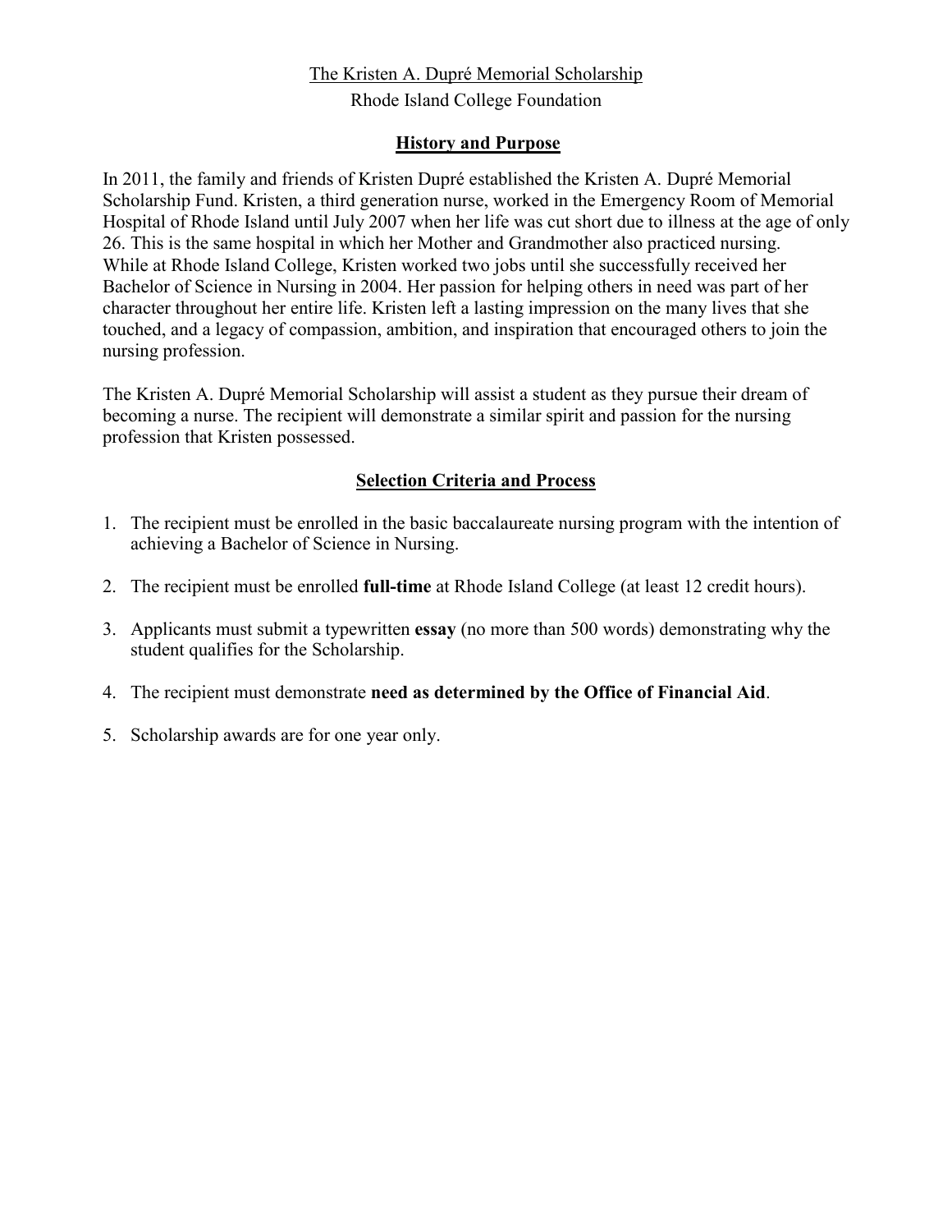# The Kristen A. Dupré Memorial Scholarship

Rhode Island College Foundation

## History and Purpose

In 2011, the family and friends of Kristen Dupré established the Kristen A. Dupré Memorial Scholarship Fund. Kristen, a third generation nurse, worked in the Emergency Room of Memorial Hospital of Rhode Island until July 2007 when her life was cut short due to illness at the age of only 26. This is the same hospital in which her Mother and Grandmother also practiced nursing. While at Rhode Island College, Kristen worked two jobs until she successfully received her Bachelor of Science in Nursing in 2004. Her passion for helping others in need was part of her character throughout her entire life. Kristen left a lasting impression on the many lives that she touched, and a legacy of compassion, ambition, and inspiration that encouraged others to join the nursing profession.

The Kristen A. Dupré Memorial Scholarship will assist a student as they pursue their dream of becoming a nurse. The recipient will demonstrate a similar spirit and passion for the nursing profession that Kristen possessed.

## Selection Criteria and Process

1. The recipient must be enrolled in the basic baccalaureate nursing program with the intention of achieving a Bachelor of Science in Nursing.
2. The recipient must be enrolled **full-time** at Rhode Island College (at least 12 credit hours).
3. Applicants must submit a typewritten **essay** (no more than 500 words) demonstrating why the student qualifies for the Scholarship.
4. The recipient must demonstrate **need as determined by the Office of Financial Aid**.
5. Scholarship awards are for one year only.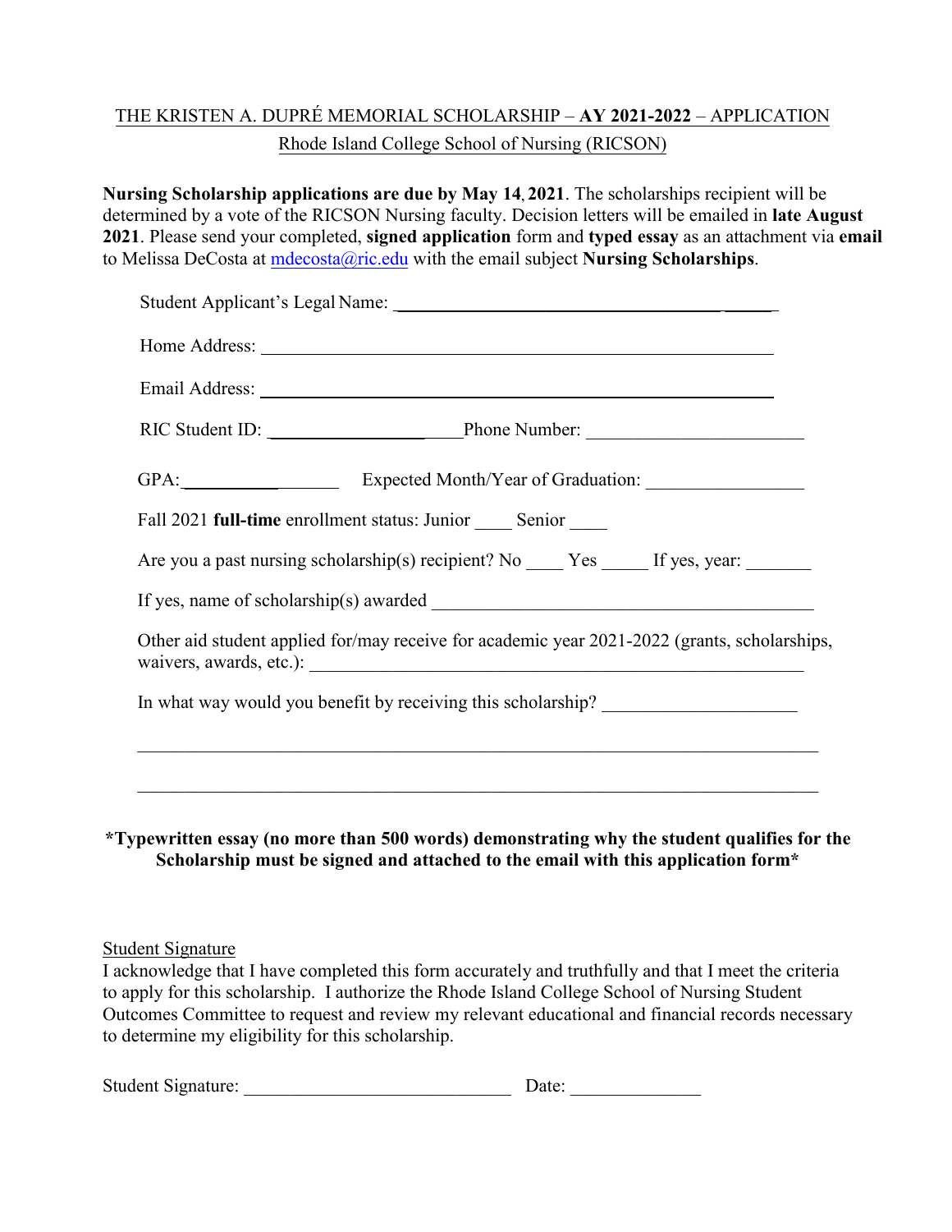THE KRISTEN A. DUPRÉ MEMORIAL SCHOLARSHIP – **AY 2021-2022** – APPLICATION

Rhode Island College School of Nursing (RICSON)

**Nursing Scholarship applications are due by May 14, 2021**. The scholarships recipient will be determined by a vote of the RICSON Nursing faculty. Decision letters will be emailed in **late August 2021**. Please send your completed, **signed application** form and **typed essay** as an attachment via **email** to Melissa DeCosta at mdecosta@ric.edu with the email subject **Nursing Scholarships**.

Student Applicant's Legal Name: ________________________________________

Home Address: ________________________________________________

Email Address: ________________________________________________

RIC Student ID: ______________________ Phone Number: ________________________

GPA: __________________ Expected Month/Year of Graduation: _________________

Fall 2021 **full-time** enrollment status: Junior ____ Senior ____

Are you a past nursing scholarship(s) recipient? No ____ Yes _____ If yes, year: _______

If yes, name of scholarship(s) awarded ________________________________________

Other aid student applied for/may receive for academic year 2021-2022 (grants, scholarships, waivers, awards, etc.): ________________________________________________

In what way would you benefit by receiving this scholarship? _____________________

________________________________________________________________________

________________________________________________________________________

**\*Typewritten essay (no more than 500 words) demonstrating why the student qualifies for the Scholarship must be signed and attached to the email with this application form\***

Student Signature

I acknowledge that I have completed this form accurately and truthfully and that I meet the criteria to apply for this scholarship. I authorize the Rhode Island College School of Nursing Student Outcomes Committee to request and review my relevant educational and financial records necessary to determine my eligibility for this scholarship.

Student Signature: _____________________________ Date: ______________